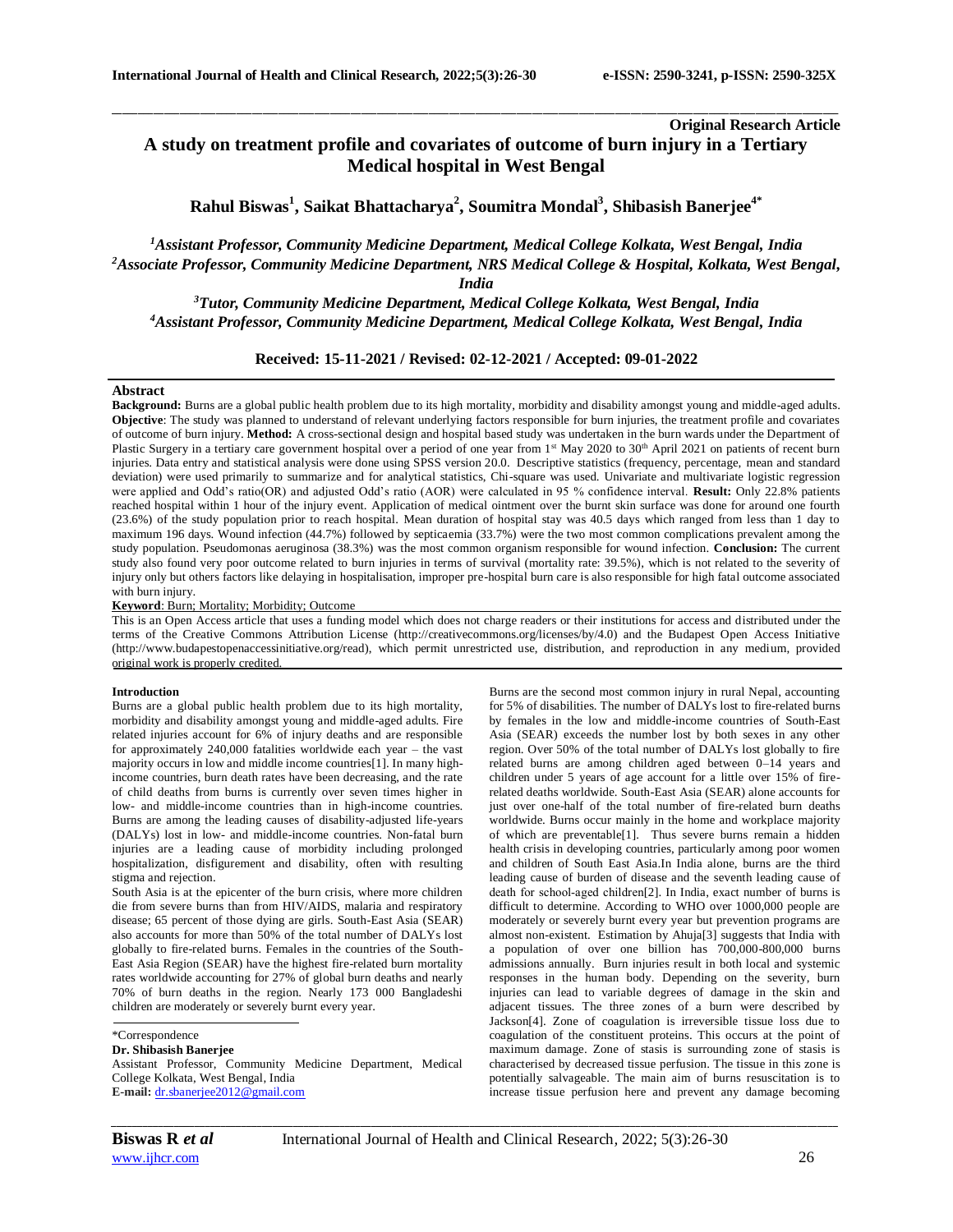**Original Research Article**

# A study on treatment profile and covariates of outcome of burn injury in a Tertiary Medical hospital in West Bengal

**Rahul Biswas[1], Saikat Bhattacharya[2], Soumitra Mondal[3], Shibasish Banerjee[4*]**

*[1]Assistant Professor, Community Medicine Department, Medical College Kolkata, West Bengal, India*
*[2]Associate Professor, Community Medicine Department, NRS Medical College & Hospital, Kolkata, West Bengal, India*
*[3]Tutor, Community Medicine Department, Medical College Kolkata, West Bengal, India*
*[4]Assistant Professor, Community Medicine Department, Medical College Kolkata, West Bengal, India*

**Received: 15-11-2021 / Revised: 02-12-2021 / Accepted: 09-01-2022**

## Abstract

**Background:** Burns are a global public health problem due to its high mortality, morbidity and disability amongst young and middle-aged adults. **Objective**: The study was planned to understand of relevant underlying factors responsible for burn injuries, the treatment profile and covariates of outcome of burn injury. **Method:** A cross-sectional design and hospital based study was undertaken in the burn wards under the Department of Plastic Surgery in a tertiary care government hospital over a period of one year from 1st May 2020 to 30th April 2021 on patients of recent burn injuries. Data entry and statistical analysis were done using SPSS version 20.0. Descriptive statistics (frequency, percentage, mean and standard deviation) were used primarily to summarize and for analytical statistics, Chi-square was used. Univariate and multivariate logistic regression were applied and Odd's ratio(OR) and adjusted Odd's ratio (AOR) were calculated in 95 % confidence interval. **Result:** Only 22.8% patients reached hospital within 1 hour of the injury event. Application of medical ointment over the burnt skin surface was done for around one fourth (23.6%) of the study population prior to reach hospital. Mean duration of hospital stay was 40.5 days which ranged from less than 1 day to maximum 196 days. Wound infection (44.7%) followed by septicaemia (33.7%) were the two most common complications prevalent among the study population. Pseudomonas aeruginosa (38.3%) was the most common organism responsible for wound infection. **Conclusion:** The current study also found very poor outcome related to burn injuries in terms of survival (mortality rate: 39.5%), which is not related to the severity of injury only but others factors like delaying in hospitalisation, improper pre-hospital burn care is also responsible for high fatal outcome associated with burn injury.

**Keyword**: Burn; Mortality; Morbidity; Outcome

This is an Open Access article that uses a funding model which does not charge readers or their institutions for access and distributed under the terms of the Creative Commons Attribution License (http://creativecommons.org/licenses/by/4.0) and the Budapest Open Access Initiative (http://www.budapestopenaccessinitiative.org/read), which permit unrestricted use, distribution, and reproduction in any medium, provided original work is properly credited.

## Introduction

Burns are a global public health problem due to its high mortality, morbidity and disability amongst young and middle-aged adults. Fire related injuries account for 6% of injury deaths and are responsible for approximately 240,000 fatalities worldwide each year – the vast majority occurs in low and middle income countries[1]. In many high-income countries, burn death rates have been decreasing, and the rate of child deaths from burns is currently over seven times higher in low- and middle-income countries than in high-income countries. Burns are among the leading causes of disability-adjusted life-years (DALYs) lost in low- and middle-income countries. Non-fatal burn injuries are a leading cause of morbidity including prolonged hospitalization, disfigurement and disability, often with resulting stigma and rejection.

South Asia is at the epicenter of the burn crisis, where more children die from severe burns than from HIV/AIDS, malaria and respiratory disease; 65 percent of those dying are girls. South-East Asia (SEAR) also accounts for more than 50% of the total number of DALYs lost globally to fire-related burns. Females in the countries of the South-East Asia Region (SEAR) have the highest fire-related burn mortality rates worldwide accounting for 27% of global burn deaths and nearly 70% of burn deaths in the region. Nearly 173 000 Bangladeshi children are moderately or severely burnt every year.

\*Correspondence
**Dr. Shibasish Banerjee**
Assistant Professor, Community Medicine Department, Medical College Kolkata, West Bengal, India
**E-mail:** dr.sbanerjee2012@gmail.com

Burns are the second most common injury in rural Nepal, accounting for 5% of disabilities. The number of DALYs lost to fire-related burns by females in the low and middle-income countries of South-East Asia (SEAR) exceeds the number lost by both sexes in any other region. Over 50% of the total number of DALYs lost globally to fire related burns are among children aged between 0–14 years and children under 5 years of age account for a little over 15% of fire-related deaths worldwide. South-East Asia (SEAR) alone accounts for just over one-half of the total number of fire-related burn deaths worldwide. Burns occur mainly in the home and workplace majority of which are preventable[1]. Thus severe burns remain a hidden health crisis in developing countries, particularly among poor women and children of South East Asia.In India alone, burns are the third leading cause of burden of disease and the seventh leading cause of death for school-aged children[2]. In India, exact number of burns is difficult to determine. According to WHO over 1000,000 people are moderately or severely burnt every year but prevention programs are almost non-existent. Estimation by Ahuja[3] suggests that India with a population of over one billion has 700,000-800,000 burns admissions annually. Burn injuries result in both local and systemic responses in the human body. Depending on the severity, burn injuries can lead to variable degrees of damage in the skin and adjacent tissues. The three zones of a burn were described by Jackson[4]. Zone of coagulation is irreversible tissue loss due to coagulation of the constituent proteins. This occurs at the point of maximum damage. Zone of stasis is surrounding zone of stasis is characterised by decreased tissue perfusion. The tissue in this zone is potentially salvageable. The main aim of burns resuscitation is to increase tissue perfusion here and prevent any damage becoming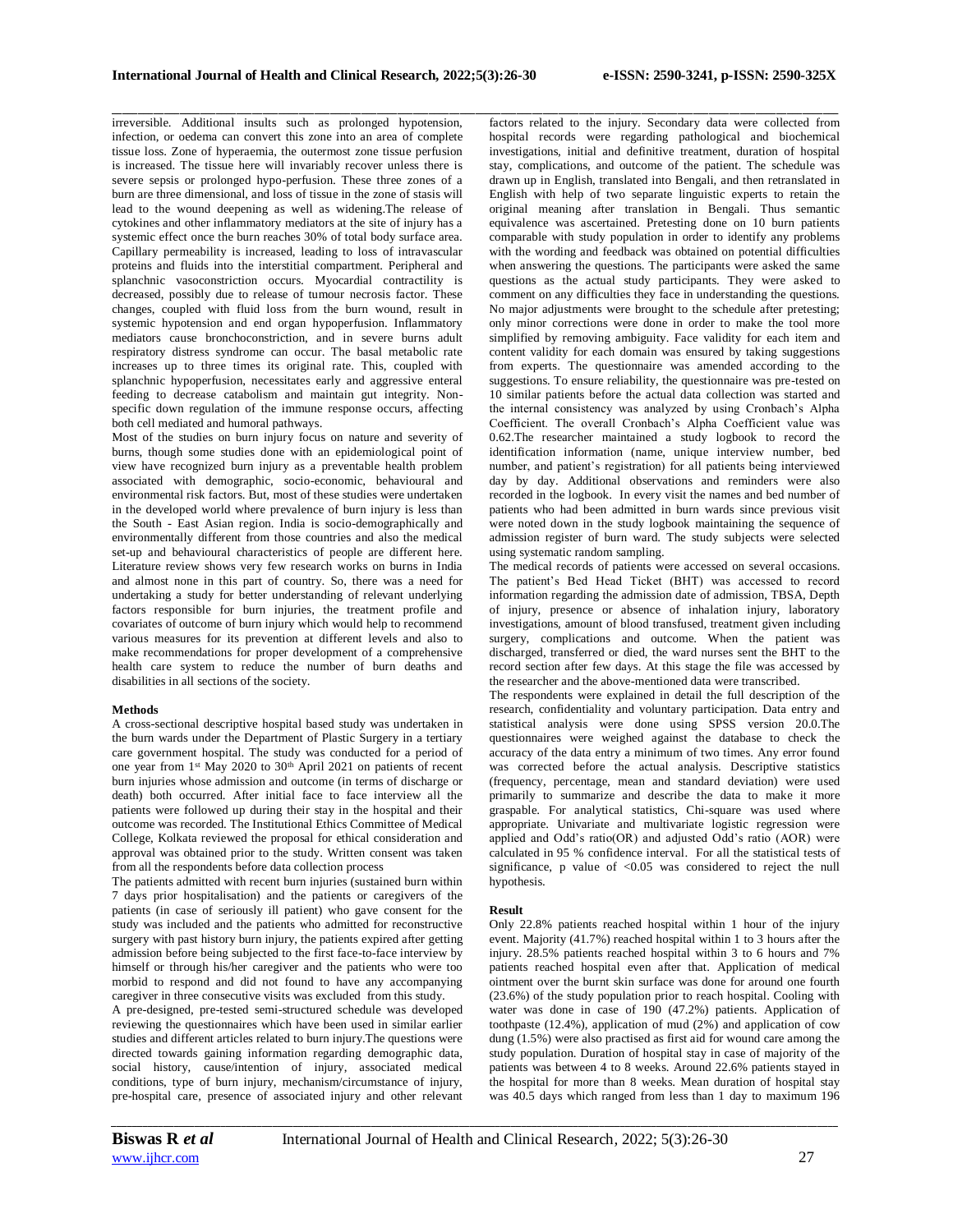irreversible. Additional insults such as prolonged hypotension, infection, or oedema can convert this zone into an area of complete tissue loss. Zone of hyperaemia, the outermost zone tissue perfusion is increased. The tissue here will invariably recover unless there is severe sepsis or prolonged hypo-perfusion. These three zones of a burn are three dimensional, and loss of tissue in the zone of stasis will lead to the wound deepening as well as widening.The release of cytokines and other inflammatory mediators at the site of injury has a systemic effect once the burn reaches 30% of total body surface area. Capillary permeability is increased, leading to loss of intravascular proteins and fluids into the interstitial compartment. Peripheral and splanchnic vasoconstriction occurs. Myocardial contractility is decreased, possibly due to release of tumour necrosis factor. These changes, coupled with fluid loss from the burn wound, result in systemic hypotension and end organ hypoperfusion. Inflammatory mediators cause bronchoconstriction, and in severe burns adult respiratory distress syndrome can occur. The basal metabolic rate increases up to three times its original rate. This, coupled with splanchnic hypoperfusion, necessitates early and aggressive enteral feeding to decrease catabolism and maintain gut integrity. Non-specific down regulation of the immune response occurs, affecting both cell mediated and humoral pathways.

Most of the studies on burn injury focus on nature and severity of burns, though some studies done with an epidemiological point of view have recognized burn injury as a preventable health problem associated with demographic, socio-economic, behavioural and environmental risk factors. But, most of these studies were undertaken in the developed world where prevalence of burn injury is less than the South - East Asian region. India is socio-demographically and environmentally different from those countries and also the medical set-up and behavioural characteristics of people are different here. Literature review shows very few research works on burns in India and almost none in this part of country. So, there was a need for undertaking a study for better understanding of relevant underlying factors responsible for burn injuries, the treatment profile and covariates of outcome of burn injury which would help to recommend various measures for its prevention at different levels and also to make recommendations for proper development of a comprehensive health care system to reduce the number of burn deaths and disabilities in all sections of the society.

**Methods**

A cross-sectional descriptive hospital based study was undertaken in the burn wards under the Department of Plastic Surgery in a tertiary care government hospital. The study was conducted for a period of one year from 1st May 2020 to 30th April 2021 on patients of recent burn injuries whose admission and outcome (in terms of discharge or death) both occurred. After initial face to face interview all the patients were followed up during their stay in the hospital and their outcome was recorded. The Institutional Ethics Committee of Medical College, Kolkata reviewed the proposal for ethical consideration and approval was obtained prior to the study. Written consent was taken from all the respondents before data collection process

The patients admitted with recent burn injuries (sustained burn within 7 days prior hospitalisation) and the patients or caregivers of the patients (in case of seriously ill patient) who gave consent for the study was included and the patients who admitted for reconstructive surgery with past history burn injury, the patients expired after getting admission before being subjected to the first face-to-face interview by himself or through his/her caregiver and the patients who were too morbid to respond and did not found to have any accompanying caregiver in three consecutive visits was excluded from this study.

A pre-designed, pre-tested semi-structured schedule was developed reviewing the questionnaires which have been used in similar earlier studies and different articles related to burn injury.The questions were directed towards gaining information regarding demographic data, social history, cause/intention of injury, associated medical conditions, type of burn injury, mechanism/circumstance of injury, pre-hospital care, presence of associated injury and other relevant factors related to the injury. Secondary data were collected from hospital records were regarding pathological and biochemical investigations, initial and definitive treatment, duration of hospital stay, complications, and outcome of the patient. The schedule was drawn up in English, translated into Bengali, and then retranslated in English with help of two separate linguistic experts to retain the original meaning after translation in Bengali. Thus semantic equivalence was ascertained. Pretesting done on 10 burn patients comparable with study population in order to identify any problems with the wording and feedback was obtained on potential difficulties when answering the questions. The participants were asked the same questions as the actual study participants. They were asked to comment on any difficulties they face in understanding the questions. No major adjustments were brought to the schedule after pretesting; only minor corrections were done in order to make the tool more simplified by removing ambiguity. Face validity for each item and content validity for each domain was ensured by taking suggestions from experts. The questionnaire was amended according to the suggestions. To ensure reliability, the questionnaire was pre-tested on 10 similar patients before the actual data collection was started and the internal consistency was analyzed by using Cronbach's Alpha Coefficient. The overall Cronbach's Alpha Coefficient value was 0.62.The researcher maintained a study logbook to record the identification information (name, unique interview number, bed number, and patient's registration) for all patients being interviewed day by day. Additional observations and reminders were also recorded in the logbook. In every visit the names and bed number of patients who had been admitted in burn wards since previous visit were noted down in the study logbook maintaining the sequence of admission register of burn ward. The study subjects were selected using systematic random sampling.

The medical records of patients were accessed on several occasions. The patient's Bed Head Ticket (BHT) was accessed to record information regarding the admission date of admission, TBSA, Depth of injury, presence or absence of inhalation injury, laboratory investigations, amount of blood transfused, treatment given including surgery, complications and outcome. When the patient was discharged, transferred or died, the ward nurses sent the BHT to the record section after few days. At this stage the file was accessed by the researcher and the above-mentioned data were transcribed.

The respondents were explained in detail the full description of the research, confidentiality and voluntary participation. Data entry and statistical analysis were done using SPSS version 20.0.The questionnaires were weighed against the database to check the accuracy of the data entry a minimum of two times. Any error found was corrected before the actual analysis. Descriptive statistics (frequency, percentage, mean and standard deviation) were used primarily to summarize and describe the data to make it more graspable. For analytical statistics, Chi-square was used where appropriate. Univariate and multivariate logistic regression were applied and Odd's ratio(OR) and adjusted Odd's ratio (AOR) were calculated in 95 % confidence interval. For all the statistical tests of significance, p value of $<0.05$ was considered to reject the null hypothesis.

**Result**

Only 22.8% patients reached hospital within 1 hour of the injury event. Majority (41.7%) reached hospital within 1 to 3 hours after the injury. 28.5% patients reached hospital within 3 to 6 hours and 7% patients reached hospital even after that. Application of medical ointment over the burnt skin surface was done for around one fourth (23.6%) of the study population prior to reach hospital. Cooling with water was done in case of 190 (47.2%) patients. Application of toothpaste (12.4%), application of mud (2%) and application of cow dung (1.5%) were also practised as first aid for wound care among the study population. Duration of hospital stay in case of majority of the patients was between 4 to 8 weeks. Around 22.6% patients stayed in the hospital for more than 8 weeks. Mean duration of hospital stay was 40.5 days which ranged from less than 1 day to maximum 196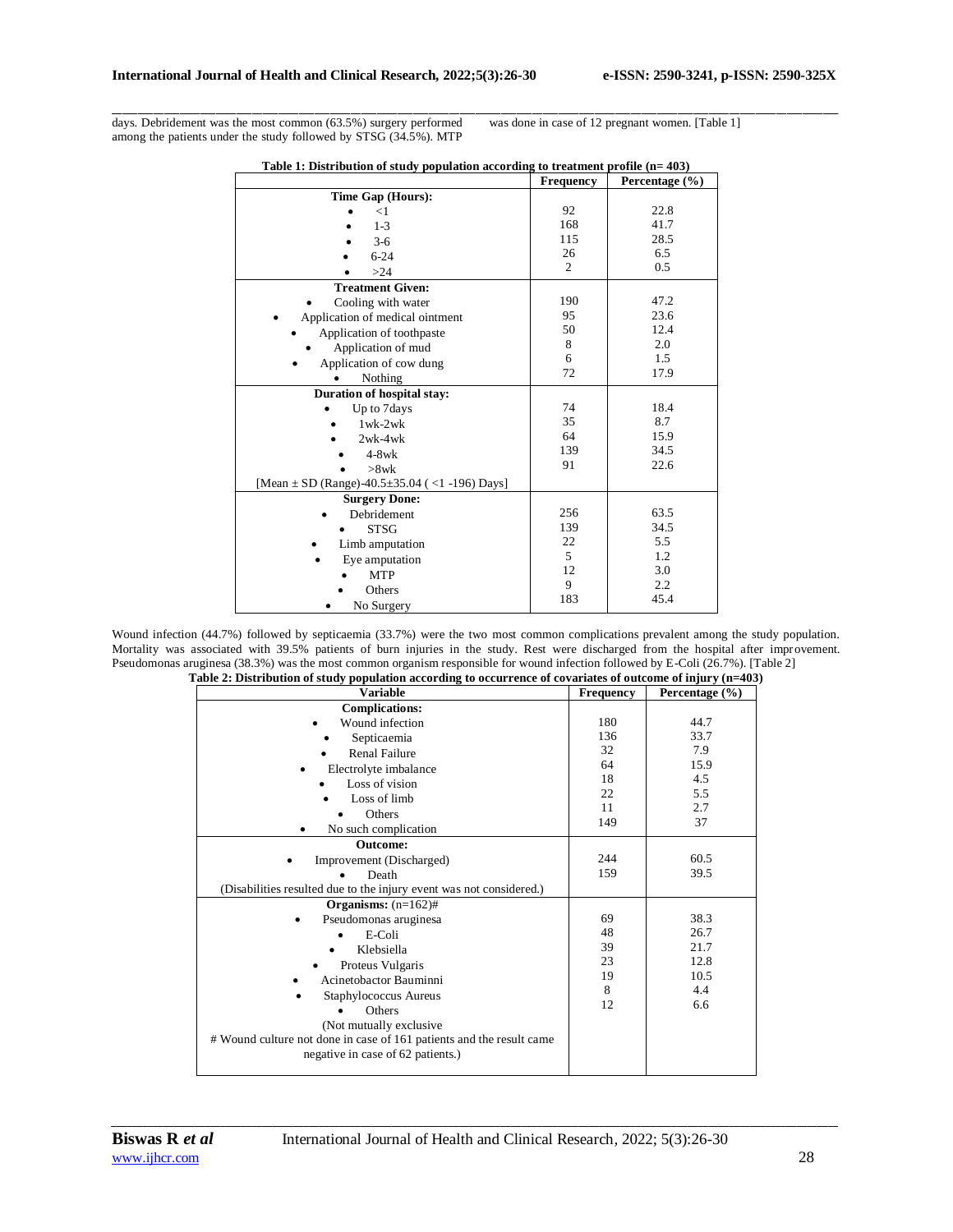days. Debridement was the most common (63.5%) surgery performed among the patients under the study followed by STSG (34.5%). MTP was done in case of 12 pregnant women. [Table 1]

**Table 1: Distribution of study population according to treatment profile (n= 403)**

| | Frequency | Percentage (%) |
|---|---|---|
| **Time Gap (Hours):** | | |
| • <1 | 92 | 22.8 |
| • 1-3 | 168 | 41.7 |
| • 3-6 | 115 | 28.5 |
| • 6-24 | 26 | 6.5 |
| • >24 | 2 | 0.5 |
| **Treatment Given:** | | |
| • Cooling with water | 190 | 47.2 |
| • Application of medical ointment | 95 | 23.6 |
| • Application of toothpaste | 50 | 12.4 |
| • Application of mud | 8 | 2.0 |
| • Application of cow dung | 6 | 1.5 |
| • Nothing | 72 | 17.9 |
| **Duration of hospital stay:** | | |
| • Up to 7days | 74 | 18.4 |
| • 1wk-2wk | 35 | 8.7 |
| • 2wk-4wk | 64 | 15.9 |
| • 4-8wk | 139 | 34.5 |
| • >8wk | 91 | 22.6 |
| [Mean ± SD (Range)-40.5±35.04 ( <1 -196) Days] | | |
| **Surgery Done:** | | |
| • Debridement | 256 | 63.5 |
| • STSG | 139 | 34.5 |
| • Limb amputation | 22 | 5.5 |
| • Eye amputation | 5 | 1.2 |
| • MTP | 12 | 3.0 |
| • Others | 9 | 2.2 |
| • No Surgery | 183 | 45.4 |

Wound infection (44.7%) followed by septicaemia (33.7%) were the two most common complications prevalent among the study population. Mortality was associated with 39.5% patients of burn injuries in the study. Rest were discharged from the hospital after improvement. Pseudomonas aruginesa (38.3%) was the most common organism responsible for wound infection followed by E-Coli (26.7%). [Table 2]

**Table 2: Distribution of study population according to occurrence of covariates of outcome of injury (n=403)**

| Variable | Frequency | Percentage (%) |
|---|---|---|
| **Complications:** | | |
| • Wound infection | 180 | 44.7 |
| • Septicaemia | 136 | 33.7 |
| • Renal Failure | 32 | 7.9 |
| • Electrolyte imbalance | 64 | 15.9 |
| • Loss of vision | 18 | 4.5 |
| • Loss of limb | 22 | 5.5 |
| • Others | 11 | 2.7 |
| • No such complication | 149 | 37 |
| **Outcome:** | | |
| • Improvement (Discharged) | 244 | 60.5 |
| • Death | 159 | 39.5 |
| (Disabilities resulted due to the injury event was not considered.) | | |
| **Organisms:** (n=162)# | | |
| • Pseudomonas aruginesa | 69 | 38.3 |
| • E-Coli | 48 | 26.7 |
| • Klebsiella | 39 | 21.7 |
| • Proteus Vulgaris | 23 | 12.8 |
| • Acinetobactor Bauminni | 19 | 10.5 |
| • Staphylococcus Aureus | 8 | 4.4 |
| • Others | 12 | 6.6 |
| (Not mutually exclusive | | |
| # Wound culture not done in case of 161 patients and the result came negative in case of 62 patients.) | | |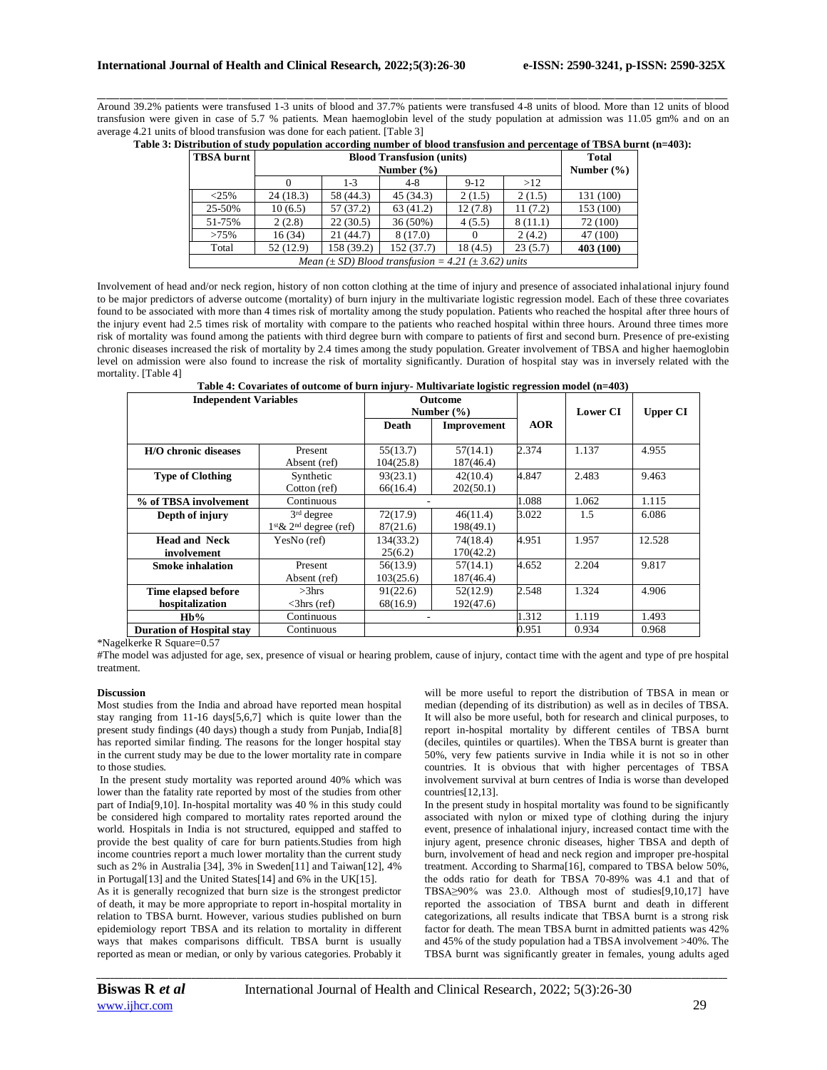Around 39.2% patients were transfused 1-3 units of blood and 37.7% patients were transfused 4-8 units of blood. More than 12 units of blood transfusion were given in case of 5.7 % patients. Mean haemoglobin level of the study population at admission was 11.05 gm% and on an average 4.21 units of blood transfusion was done for each patient. [Table 3]

**Table 3: Distribution of study population according number of blood transfusion and percentage of TBSA burnt (n=403):**

| TBSA burnt | Blood Transfusion (units) Number (%) | | | | | Total Number (%) |
|---|---|---|---|---|---|---|
| | 0 | 1-3 | 4-8 | 9-12 | >12 | |
| <25% | 24 (18.3) | 58 (44.3) | 45 (34.3) | 2 (1.5) | 2 (1.5) | 131 (100) |
| 25-50% | 10 (6.5) | 57 (37.2) | 63 (41.2) | 12 (7.8) | 11 (7.2) | 153 (100) |
| 51-75% | 2 (2.8) | 22 (30.5) | 36 (50%) | 4 (5.5) | 8 (11.1) | 72 (100) |
| >75% | 16 (34) | 21 (44.7) | 8 (17.0) | 0 | 2 (4.2) | 47 (100) |
| Total | 52 (12.9) | 158 (39.2) | 152 (37.7) | 18 (4.5) | 23 (5.7) | **403 (100)** |
| *Mean (± SD) Blood transfusion = 4.21 (± 3.62) units* | | | | | | |

Involvement of head and/or neck region, history of non cotton clothing at the time of injury and presence of associated inhalational injury found to be major predictors of adverse outcome (mortality) of burn injury in the multivariate logistic regression model. Each of these three covariates found to be associated with more than 4 times risk of mortality among the study population. Patients who reached the hospital after three hours of the injury event had 2.5 times risk of mortality with compare to the patients who reached hospital within three hours. Around three times more risk of mortality was found among the patients with third degree burn with compare to patients of first and second burn. Presence of pre-existing chronic diseases increased the risk of mortality by 2.4 times among the study population. Greater involvement of TBSA and higher haemoglobin level on admission were also found to increase the risk of mortality significantly. Duration of hospital stay was in inversely related with the mortality. [Table 4]

**Table 4: Covariates of outcome of burn injury- Multivariate logistic regression model (n=403)**

| Independent Variables | | Outcome Number (%) | | AOR | Lower CI | Upper CI |
|---|---|---|---|---|---|---|
| | | Death | Improvement | | | |
| **H/O chronic diseases** | Present<br>Absent (ref) | 55(13.7)<br>104(25.8) | 57(14.1)<br>187(46.4) | 2.374 | 1.137 | 4.955 |
| **Type of Clothing** | Synthetic<br>Cotton (ref) | 93(23.1)<br>66(16.4) | 42(10.4)<br>202(50.1) | 4.847 | 2.483 | 9.463 |
| **% of TBSA involvement** | Continuous | - | | 1.088 | 1.062 | 1.115 |
| **Depth of injury** | 3rd degree<br>1st& 2nd degree (ref) | 72(17.9)<br>87(21.6) | 46(11.4)<br>198(49.1) | 3.022 | 1.5 | 6.086 |
| **Head and Neck involvement** | YesNo (ref) | 134(33.2)<br>25(6.2) | 74(18.4)<br>170(42.2) | 4.951 | 1.957 | 12.528 |
| **Smoke inhalation** | Present<br>Absent (ref) | 56(13.9)<br>103(25.6) | 57(14.1)<br>187(46.4) | 4.652 | 2.204 | 9.817 |
| **Time elapsed before hospitalization** | >3hrs<br><3hrs (ref) | 91(22.6)<br>68(16.9) | 52(12.9)<br>192(47.6) | 2.548 | 1.324 | 4.906 |
| **Hb%** | Continuous | - | | 1.312 | 1.119 | 1.493 |
| **Duration of Hospital stay** | Continuous | | | 0.951 | 0.934 | 0.968 |

*Nagelkerke R Square=0.57

#The model was adjusted for age, sex, presence of visual or hearing problem, cause of injury, contact time with the agent and type of pre hospital treatment.

### Discussion

Most studies from the India and abroad have reported mean hospital stay ranging from 11-16 days[5,6,7] which is quite lower than the present study findings (40 days) though a study from Punjab, India[8] has reported similar finding. The reasons for the longer hospital stay in the current study may be due to the lower mortality rate in compare to those studies.

In the present study mortality was reported around 40% which was lower than the fatality rate reported by most of the studies from other part of India[9,10]. In-hospital mortality was 40 % in this study could be considered high compared to mortality rates reported around the world. Hospitals in India is not structured, equipped and staffed to provide the best quality of care for burn patients.Studies from high income countries report a much lower mortality than the current study such as 2% in Australia [34], 3% in Sweden[11] and Taiwan[12], 4% in Portugal[13] and the United States[14] and 6% in the UK[15].

As it is generally recognized that burn size is the strongest predictor of death, it may be more appropriate to report in-hospital mortality in relation to TBSA burnt. However, various studies published on burn epidemiology report TBSA and its relation to mortality in different ways that makes comparisons difficult. TBSA burnt is usually reported as mean or median, or only by various categories. Probably it will be more useful to report the distribution of TBSA in mean or median (depending of its distribution) as well as in deciles of TBSA. It will also be more useful, both for research and clinical purposes, to report in-hospital mortality by different centiles of TBSA burnt (deciles, quintiles or quartiles). When the TBSA burnt is greater than 50%, very few patients survive in India while it is not so in other countries. It is obvious that with higher percentages of TBSA involvement survival at burn centres of India is worse than developed countries[12,13].

In the present study in hospital mortality was found to be significantly associated with nylon or mixed type of clothing during the injury event, presence of inhalational injury, increased contact time with the injury agent, presence chronic diseases, higher TBSA and depth of burn, involvement of head and neck region and improper pre-hospital treatment. According to Sharma[16], compared to TBSA below 50%, the odds ratio for death for TBSA 70-89% was 4.1 and that of TBSA≥90% was 23.0. Although most of studies[9,10,17] have reported the association of TBSA burnt and death in different categorizations, all results indicate that TBSA burnt is a strong risk factor for death. The mean TBSA burnt in admitted patients was 42% and 45% of the study population had a TBSA involvement >40%. The TBSA burnt was significantly greater in females, young adults aged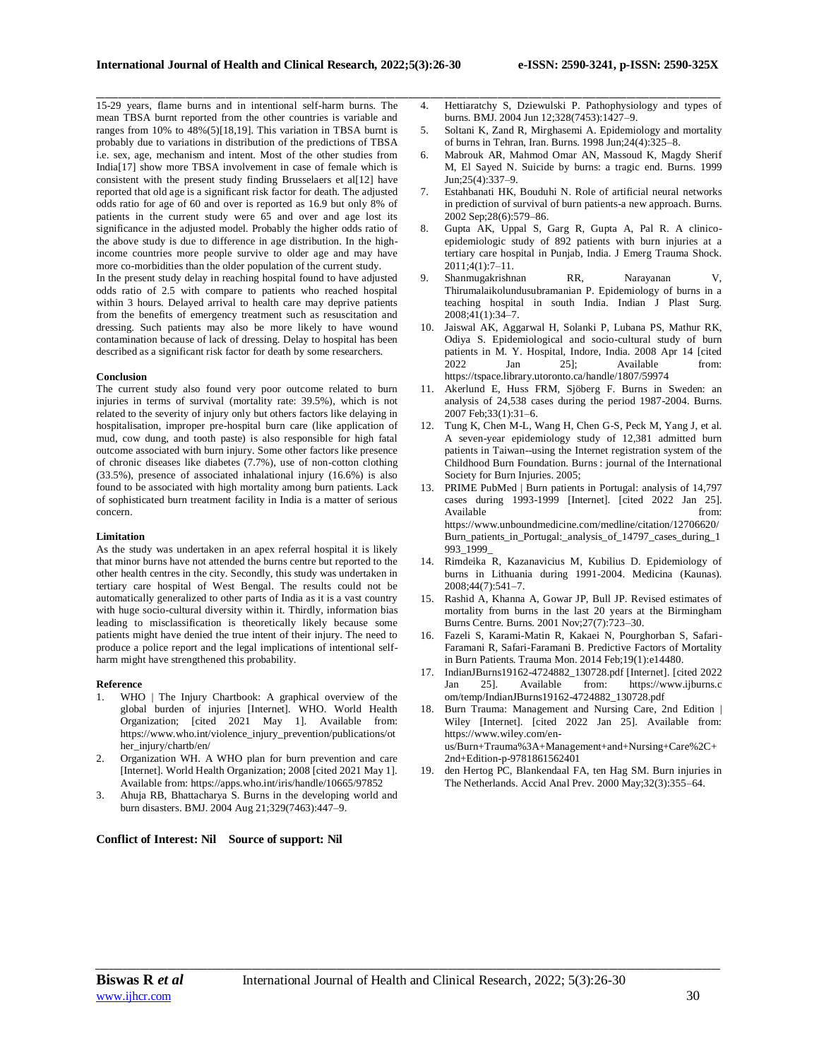15-29 years, flame burns and in intentional self-harm burns. The mean TBSA burnt reported from the other countries is variable and ranges from 10% to 48%(5)[18,19]. This variation in TBSA burnt is probably due to variations in distribution of the predictions of TBSA i.e. sex, age, mechanism and intent. Most of the other studies from India[17] show more TBSA involvement in case of female which is consistent with the present study finding Brusselaers et al[12] have reported that old age is a significant risk factor for death. The adjusted odds ratio for age of 60 and over is reported as 16.9 but only 8% of patients in the current study were 65 and over and age lost its significance in the adjusted model. Probably the higher odds ratio of the above study is due to difference in age distribution. In the high-income countries more people survive to older age and may have more co-morbidities than the older population of the current study.

In the present study delay in reaching hospital found to have adjusted odds ratio of 2.5 with compare to patients who reached hospital within 3 hours. Delayed arrival to health care may deprive patients from the benefits of emergency treatment such as resuscitation and dressing. Such patients may also be more likely to have wound contamination because of lack of dressing. Delay to hospital has been described as a significant risk factor for death by some researchers.

### Conclusion

The current study also found very poor outcome related to burn injuries in terms of survival (mortality rate: 39.5%), which is not related to the severity of injury only but others factors like delaying in hospitalisation, improper pre-hospital burn care (like application of mud, cow dung, and tooth paste) is also responsible for high fatal outcome associated with burn injury. Some other factors like presence of chronic diseases like diabetes (7.7%), use of non-cotton clothing (33.5%), presence of associated inhalational injury (16.6%) is also found to be associated with high mortality among burn patients. Lack of sophisticated burn treatment facility in India is a matter of serious concern.

### Limitation

As the study was undertaken in an apex referral hospital it is likely that minor burns have not attended the burns centre but reported to the other health centres in the city. Secondly, this study was undertaken in tertiary care hospital of West Bengal. The results could not be automatically generalized to other parts of India as it is a vast country with huge socio-cultural diversity within it. Thirdly, information bias leading to misclassification is theoretically likely because some patients might have denied the true intent of their injury. The need to produce a police report and the legal implications of intentional self-harm might have strengthened this probability.

### Reference

1. WHO | The Injury Chartbook: A graphical overview of the global burden of injuries [Internet]. WHO. World Health Organization; [cited 2021 May 1]. Available from: https://www.who.int/violence_injury_prevention/publications/other_injury/chartb/en/
2. Organization WH. A WHO plan for burn prevention and care [Internet]. World Health Organization; 2008 [cited 2021 May 1]. Available from: https://apps.who.int/iris/handle/10665/97852
3. Ahuja RB, Bhattacharya S. Burns in the developing world and burn disasters. BMJ. 2004 Aug 21;329(7463):447–9.
4. Hettiaratchy S, Dziewulski P. Pathophysiology and types of burns. BMJ. 2004 Jun 12;328(7453):1427–9.
5. Soltani K, Zand R, Mirghasemi A. Epidemiology and mortality of burns in Tehran, Iran. Burns. 1998 Jun;24(4):325–8.
6. Mabrouk AR, Mahmod Omar AN, Massoud K, Magdy Sherif M, El Sayed N. Suicide by burns: a tragic end. Burns. 1999 Jun;25(4):337–9.
7. Estahbanati HK, Bouduhi N. Role of artificial neural networks in prediction of survival of burn patients-a new approach. Burns. 2002 Sep;28(6):579–86.
8. Gupta AK, Uppal S, Garg R, Gupta A, Pal R. A clinico-epidemiologic study of 892 patients with burn injuries at a tertiary care hospital in Punjab, India. J Emerg Trauma Shock. 2011;4(1):7–11.
9. Shanmugakrishnan RR, Narayanan V, Thirumalaikolundusubramanian P. Epidemiology of burns in a teaching hospital in south India. Indian J Plast Surg. 2008;41(1):34–7.
10. Jaiswal AK, Aggarwal H, Solanki P, Lubana PS, Mathur RK, Odiya S. Epidemiological and socio-cultural study of burn patients in M. Y. Hospital, Indore, India. 2008 Apr 14 [cited 2022 Jan 25]; Available from: https://tspace.library.utoronto.ca/handle/1807/59974
11. Akerlund E, Huss FRM, Sjöberg F. Burns in Sweden: an analysis of 24,538 cases during the period 1987-2004. Burns. 2007 Feb;33(1):31–6.
12. Tung K, Chen M-L, Wang H, Chen G-S, Peck M, Yang J, et al. A seven-year epidemiology study of 12,381 admitted burn patients in Taiwan--using the Internet registration system of the Childhood Burn Foundation. Burns : journal of the International Society for Burn Injuries. 2005;
13. PRIME PubMed | Burn patients in Portugal: analysis of 14,797 cases during 1993-1999 [Internet]. [cited 2022 Jan 25]. Available from: https://www.unboundmedicine.com/medline/citation/12706620/Burn_patients_in_Portugal:_analysis_of_14797_cases_during_1993_1999_
14. Rimdeika R, Kazanavicius M, Kubilius D. Epidemiology of burns in Lithuania during 1991-2004. Medicina (Kaunas). 2008;44(7):541–7.
15. Rashid A, Khanna A, Gowar JP, Bull JP. Revised estimates of mortality from burns in the last 20 years at the Birmingham Burns Centre. Burns. 2001 Nov;27(7):723–30.
16. Fazeli S, Karami-Matin R, Kakaei N, Pourghorban S, Safari-Faramani R, Safari-Faramani B. Predictive Factors of Mortality in Burn Patients. Trauma Mon. 2014 Feb;19(1):e14480.
17. IndianJBurns19162-4724882_130728.pdf [Internet]. [cited 2022 Jan 25]. Available from: https://www.ijburns.com/temp/IndianJBurns19162-4724882_130728.pdf
18. Burn Trauma: Management and Nursing Care, 2nd Edition | Wiley [Internet]. [cited 2022 Jan 25]. Available from: https://www.wiley.com/en-us/Burn+Trauma%3A+Management+and+Nursing+Care%2C+2nd+Edition-p-9781861562401
19. den Hertog PC, Blankendaal FA, ten Hag SM. Burn injuries in The Netherlands. Accid Anal Prev. 2000 May;32(3):355–64.

**Conflict of Interest: Nil Source of support: Nil**